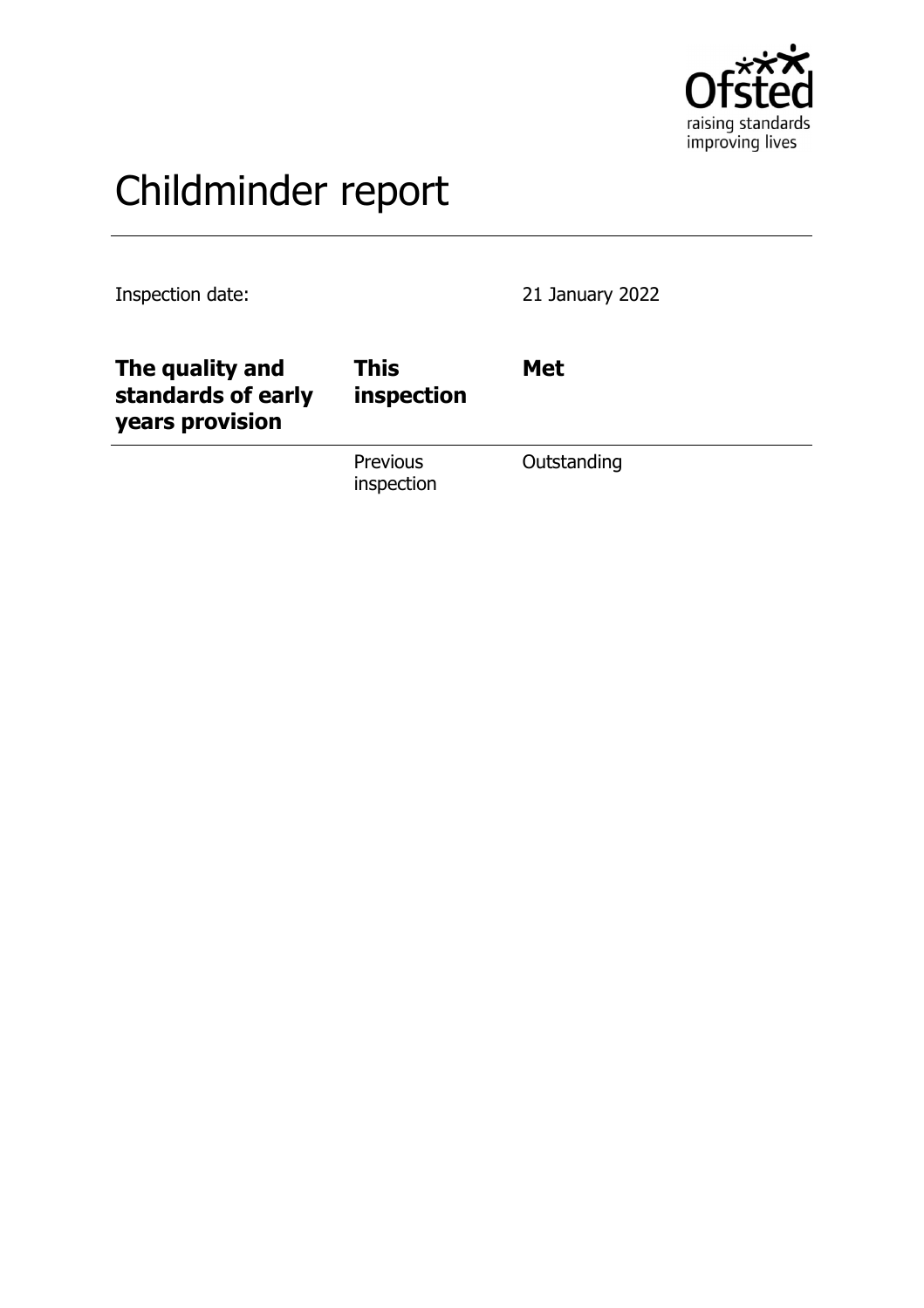# Childminder report

Inspection date: 21 January 2022

| | | |
|---|---|---|
| **The quality and standards of early years provision** | **This inspection** | **Met** |
| | Previous inspection | Outstanding |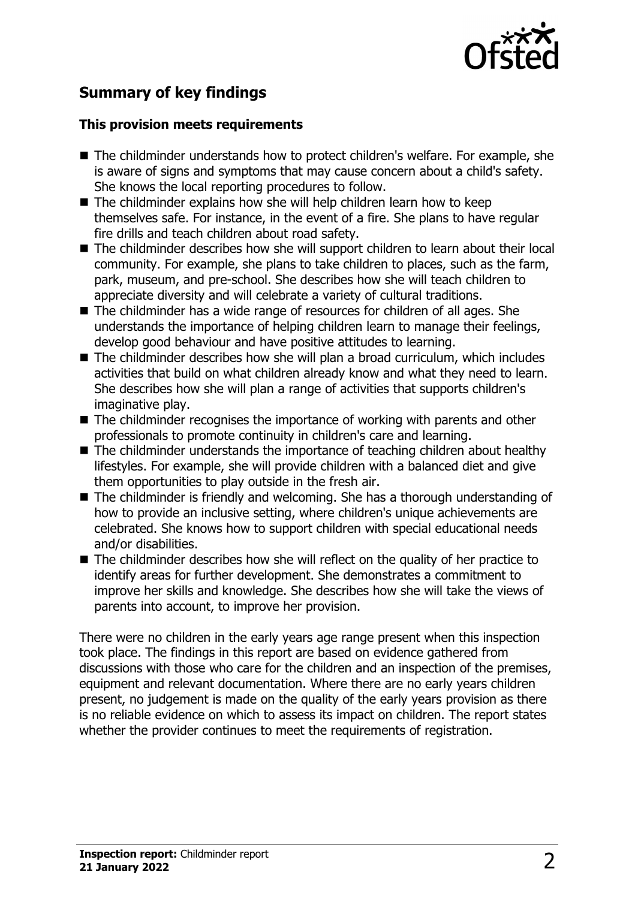## Summary of key findings

### This provision meets requirements

- The childminder understands how to protect children's welfare. For example, she is aware of signs and symptoms that may cause concern about a child's safety. She knows the local reporting procedures to follow.
- The childminder explains how she will help children learn how to keep themselves safe. For instance, in the event of a fire. She plans to have regular fire drills and teach children about road safety.
- The childminder describes how she will support children to learn about their local community. For example, she plans to take children to places, such as the farm, park, museum, and pre-school. She describes how she will teach children to appreciate diversity and will celebrate a variety of cultural traditions.
- The childminder has a wide range of resources for children of all ages. She understands the importance of helping children learn to manage their feelings, develop good behaviour and have positive attitudes to learning.
- The childminder describes how she will plan a broad curriculum, which includes activities that build on what children already know and what they need to learn. She describes how she will plan a range of activities that supports children's imaginative play.
- The childminder recognises the importance of working with parents and other professionals to promote continuity in children's care and learning.
- The childminder understands the importance of teaching children about healthy lifestyles. For example, she will provide children with a balanced diet and give them opportunities to play outside in the fresh air.
- The childminder is friendly and welcoming. She has a thorough understanding of how to provide an inclusive setting, where children's unique achievements are celebrated. She knows how to support children with special educational needs and/or disabilities.
- The childminder describes how she will reflect on the quality of her practice to identify areas for further development. She demonstrates a commitment to improve her skills and knowledge. She describes how she will take the views of parents into account, to improve her provision.

There were no children in the early years age range present when this inspection took place. The findings in this report are based on evidence gathered from discussions with those who care for the children and an inspection of the premises, equipment and relevant documentation. Where there are no early years children present, no judgement is made on the quality of the early years provision as there is no reliable evidence on which to assess its impact on children. The report states whether the provider continues to meet the requirements of registration.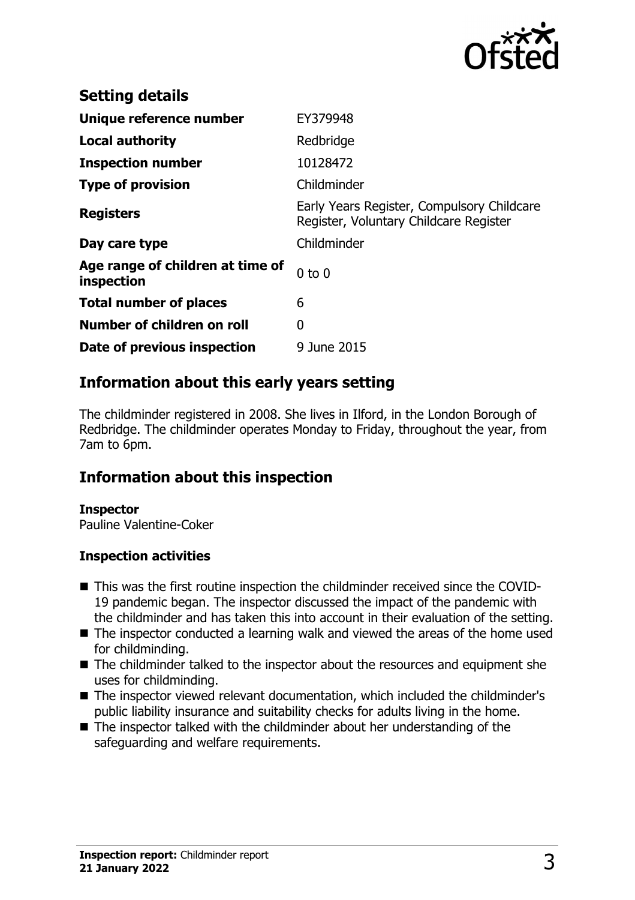## Setting details

| | |
|---|---|
| **Unique reference number** | EY379948 |
| **Local authority** | Redbridge |
| **Inspection number** | 10128472 |
| **Type of provision** | Childminder |
| **Registers** | Early Years Register, Compulsory Childcare Register, Voluntary Childcare Register |
| **Day care type** | Childminder |
| **Age range of children at time of inspection** | 0 to 0 |
| **Total number of places** | 6 |
| **Number of children on roll** | 0 |
| **Date of previous inspection** | 9 June 2015 |

## Information about this early years setting

The childminder registered in 2008. She lives in Ilford, in the London Borough of Redbridge. The childminder operates Monday to Friday, throughout the year, from 7am to 6pm.

## Information about this inspection

**Inspector**
Pauline Valentine-Coker

**Inspection activities**

- This was the first routine inspection the childminder received since the COVID-19 pandemic began. The inspector discussed the impact of the pandemic with the childminder and has taken this into account in their evaluation of the setting.
- The inspector conducted a learning walk and viewed the areas of the home used for childminding.
- The childminder talked to the inspector about the resources and equipment she uses for childminding.
- The inspector viewed relevant documentation, which included the childminder's public liability insurance and suitability checks for adults living in the home.
- The inspector talked with the childminder about her understanding of the safeguarding and welfare requirements.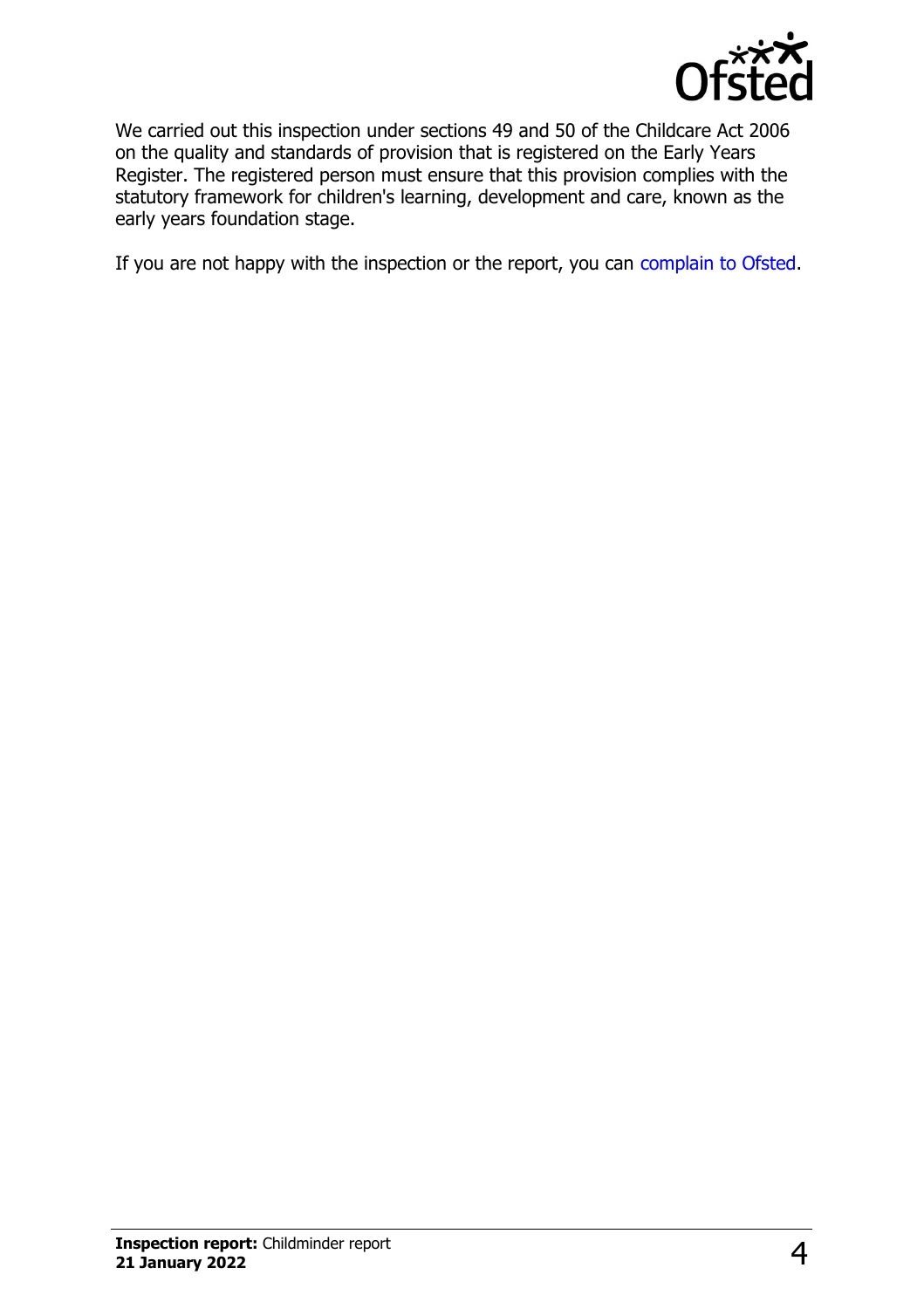We carried out this inspection under sections 49 and 50 of the Childcare Act 2006 on the quality and standards of provision that is registered on the Early Years Register. The registered person must ensure that this provision complies with the statutory framework for children's learning, development and care, known as the early years foundation stage.

If you are not happy with the inspection or the report, you can complain to Ofsted.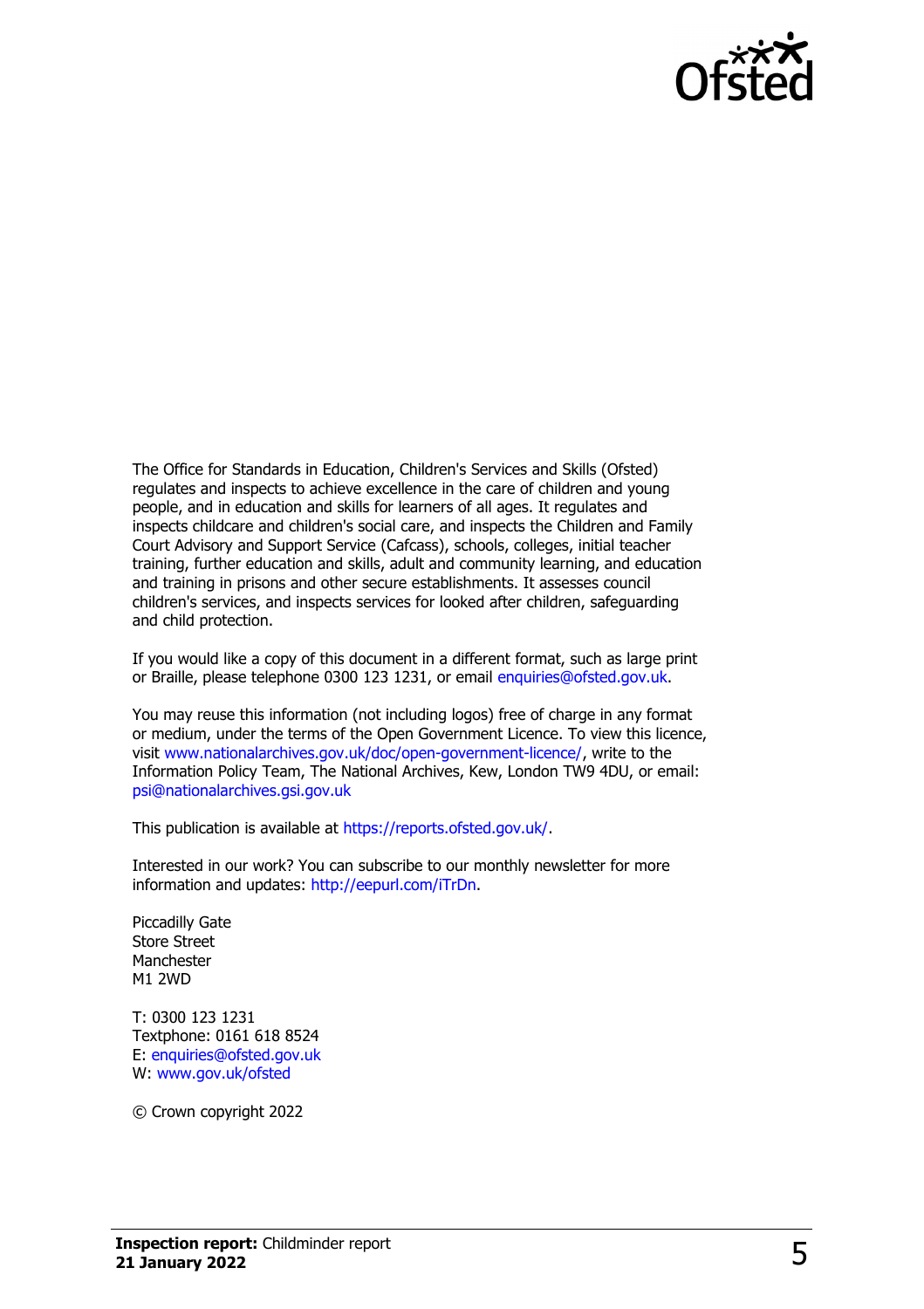The Office for Standards in Education, Children's Services and Skills (Ofsted) regulates and inspects to achieve excellence in the care of children and young people, and in education and skills for learners of all ages. It regulates and inspects childcare and children's social care, and inspects the Children and Family Court Advisory and Support Service (Cafcass), schools, colleges, initial teacher training, further education and skills, adult and community learning, and education and training in prisons and other secure establishments. It assesses council children's services, and inspects services for looked after children, safeguarding and child protection.

If you would like a copy of this document in a different format, such as large print or Braille, please telephone 0300 123 1231, or email enquiries@ofsted.gov.uk.

You may reuse this information (not including logos) free of charge in any format or medium, under the terms of the Open Government Licence. To view this licence, visit www.nationalarchives.gov.uk/doc/open-government-licence/, write to the Information Policy Team, The National Archives, Kew, London TW9 4DU, or email: psi@nationalarchives.gsi.gov.uk

This publication is available at https://reports.ofsted.gov.uk/.

Interested in our work? You can subscribe to our monthly newsletter for more information and updates: http://eepurl.com/iTrDn.

Piccadilly Gate
Store Street
Manchester
M1 2WD

T: 0300 123 1231
Textphone: 0161 618 8524
E: enquiries@ofsted.gov.uk
W: www.gov.uk/ofsted

© Crown copyright 2022